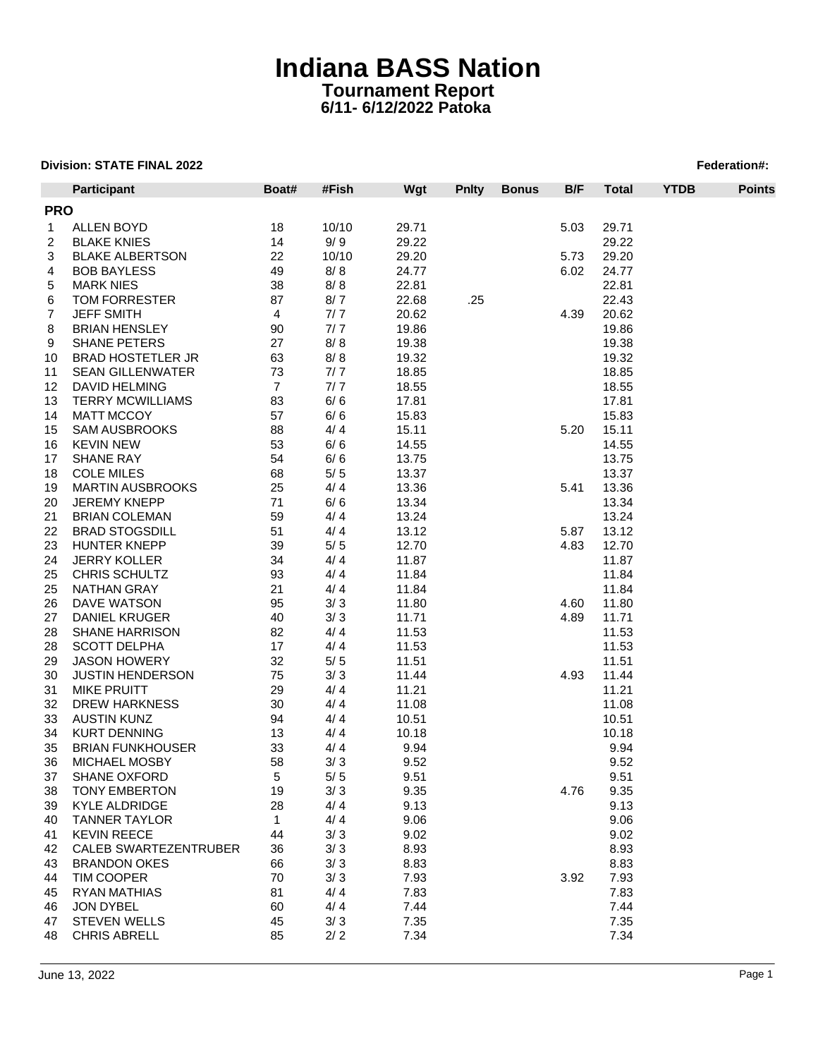# Indiana BASS Nation

## Tournament Report

### 6/11- 6/12/2022 Patoka

**Division: STATE FINAL 2022** **Federation#:**

| | Participant | Boat# | #Fish | Wgt | Pnlty | Bonus | B/F | Total | YTDB | Points |
|---|---|---|---|---|---|---|---|---|---|---|
| **PRO** | | | | | | | | | | |
| 1 | ALLEN BOYD | 18 | 10/10 | 29.71 | | | 5.03 | 29.71 | | |
| 2 | BLAKE KNIES | 14 | 9/ 9 | 29.22 | | | | 29.22 | | |
| 3 | BLAKE ALBERTSON | 22 | 10/10 | 29.20 | | | 5.73 | 29.20 | | |
| 4 | BOB BAYLESS | 49 | 8/ 8 | 24.77 | | | 6.02 | 24.77 | | |
| 5 | MARK NIES | 38 | 8/ 8 | 22.81 | | | | 22.81 | | |
| 6 | TOM FORRESTER | 87 | 8/ 7 | 22.68 | .25 | | | 22.43 | | |
| 7 | JEFF SMITH | 4 | 7/ 7 | 20.62 | | | 4.39 | 20.62 | | |
| 8 | BRIAN HENSLEY | 90 | 7/ 7 | 19.86 | | | | 19.86 | | |
| 9 | SHANE PETERS | 27 | 8/ 8 | 19.38 | | | | 19.38 | | |
| 10 | BRAD HOSTETLER JR | 63 | 8/ 8 | 19.32 | | | | 19.32 | | |
| 11 | SEAN GILLENWATER | 73 | 7/ 7 | 18.85 | | | | 18.85 | | |
| 12 | DAVID HELMING | 7 | 7/ 7 | 18.55 | | | | 18.55 | | |
| 13 | TERRY MCWILLIAMS | 83 | 6/ 6 | 17.81 | | | | 17.81 | | |
| 14 | MATT MCCOY | 57 | 6/ 6 | 15.83 | | | | 15.83 | | |
| 15 | SAM AUSBROOKS | 88 | 4/ 4 | 15.11 | | | 5.20 | 15.11 | | |
| 16 | KEVIN NEW | 53 | 6/ 6 | 14.55 | | | | 14.55 | | |
| 17 | SHANE RAY | 54 | 6/ 6 | 13.75 | | | | 13.75 | | |
| 18 | COLE MILES | 68 | 5/ 5 | 13.37 | | | | 13.37 | | |
| 19 | MARTIN AUSBROOKS | 25 | 4/ 4 | 13.36 | | | 5.41 | 13.36 | | |
| 20 | JEREMY KNEPP | 71 | 6/ 6 | 13.34 | | | | 13.34 | | |
| 21 | BRIAN COLEMAN | 59 | 4/ 4 | 13.24 | | | | 13.24 | | |
| 22 | BRAD STOGSDILL | 51 | 4/ 4 | 13.12 | | | 5.87 | 13.12 | | |
| 23 | HUNTER KNEPP | 39 | 5/ 5 | 12.70 | | | 4.83 | 12.70 | | |
| 24 | JERRY KOLLER | 34 | 4/ 4 | 11.87 | | | | 11.87 | | |
| 25 | CHRIS SCHULTZ | 93 | 4/ 4 | 11.84 | | | | 11.84 | | |
| 25 | NATHAN GRAY | 21 | 4/ 4 | 11.84 | | | | 11.84 | | |
| 26 | DAVE WATSON | 95 | 3/ 3 | 11.80 | | | 4.60 | 11.80 | | |
| 27 | DANIEL KRUGER | 40 | 3/ 3 | 11.71 | | | 4.89 | 11.71 | | |
| 28 | SHANE HARRISON | 82 | 4/ 4 | 11.53 | | | | 11.53 | | |
| 28 | SCOTT DELPHA | 17 | 4/ 4 | 11.53 | | | | 11.53 | | |
| 29 | JASON HOWERY | 32 | 5/ 5 | 11.51 | | | | 11.51 | | |
| 30 | JUSTIN HENDERSON | 75 | 3/ 3 | 11.44 | | | 4.93 | 11.44 | | |
| 31 | MIKE PRUITT | 29 | 4/ 4 | 11.21 | | | | 11.21 | | |
| 32 | DREW HARKNESS | 30 | 4/ 4 | 11.08 | | | | 11.08 | | |
| 33 | AUSTIN KUNZ | 94 | 4/ 4 | 10.51 | | | | 10.51 | | |
| 34 | KURT DENNING | 13 | 4/ 4 | 10.18 | | | | 10.18 | | |
| 35 | BRIAN FUNKHOUSER | 33 | 4/ 4 | 9.94 | | | | 9.94 | | |
| 36 | MICHAEL MOSBY | 58 | 3/ 3 | 9.52 | | | | 9.52 | | |
| 37 | SHANE OXFORD | 5 | 5/ 5 | 9.51 | | | | 9.51 | | |
| 38 | TONY EMBERTON | 19 | 3/ 3 | 9.35 | | | 4.76 | 9.35 | | |
| 39 | KYLE ALDRIDGE | 28 | 4/ 4 | 9.13 | | | | 9.13 | | |
| 40 | TANNER TAYLOR | 1 | 4/ 4 | 9.06 | | | | 9.06 | | |
| 41 | KEVIN REECE | 44 | 3/ 3 | 9.02 | | | | 9.02 | | |
| 42 | CALEB SWARTEZENTRUBER | 36 | 3/ 3 | 8.93 | | | | 8.93 | | |
| 43 | BRANDON OKES | 66 | 3/ 3 | 8.83 | | | | 8.83 | | |
| 44 | TIM COOPER | 70 | 3/ 3 | 7.93 | | | 3.92 | 7.93 | | |
| 45 | RYAN MATHIAS | 81 | 4/ 4 | 7.83 | | | | 7.83 | | |
| 46 | JON DYBEL | 60 | 4/ 4 | 7.44 | | | | 7.44 | | |
| 47 | STEVEN WELLS | 45 | 3/ 3 | 7.35 | | | | 7.35 | | |
| 48 | CHRIS ABRELL | 85 | 2/ 2 | 7.34 | | | | 7.34 | | |

June 13, 2022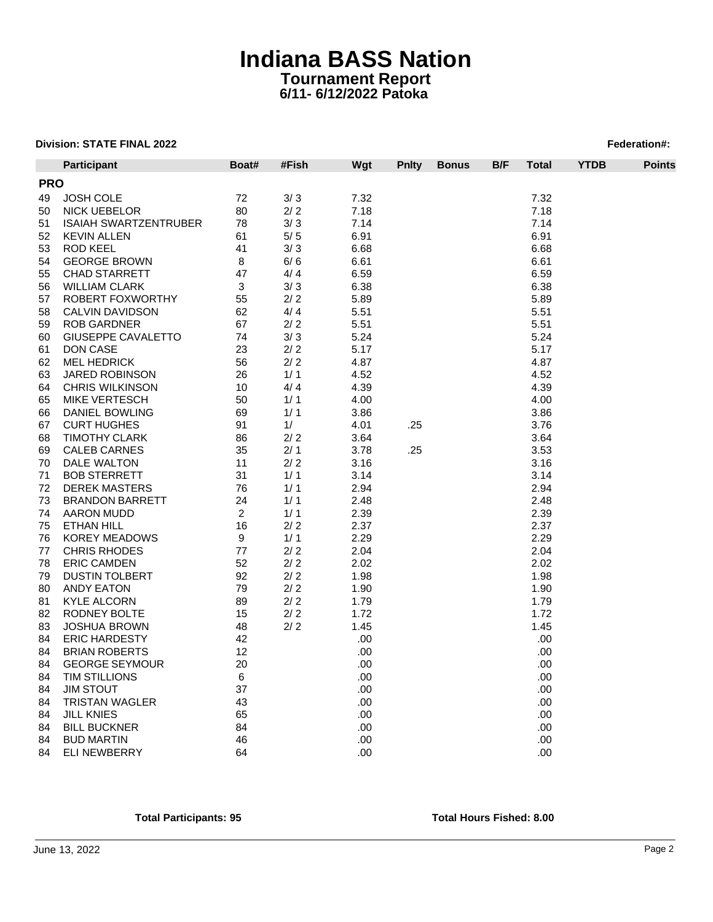# Indiana BASS Nation

## Tournament Report

## 6/11- 6/12/2022 Patoka

**Division: STATE FINAL 2022** **Federation#:**

| | Participant | Boat# | #Fish | Wgt | Pnlty | Bonus | B/F | Total | YTDB | Points |
|---|---|---|---|---|---|---|---|---|---|---|
| **PRO** | | | | | | | | | | |
| 49 | JOSH COLE | 72 | 3/ 3 | 7.32 | | | | 7.32 | | |
| 50 | NICK UEBELOR | 80 | 2/ 2 | 7.18 | | | | 7.18 | | |
| 51 | ISAIAH SWARTZENTRUBER | 78 | 3/ 3 | 7.14 | | | | 7.14 | | |
| 52 | KEVIN ALLEN | 61 | 5/ 5 | 6.91 | | | | 6.91 | | |
| 53 | ROD KEEL | 41 | 3/ 3 | 6.68 | | | | 6.68 | | |
| 54 | GEORGE BROWN | 8 | 6/ 6 | 6.61 | | | | 6.61 | | |
| 55 | CHAD STARRETT | 47 | 4/ 4 | 6.59 | | | | 6.59 | | |
| 56 | WILLIAM CLARK | 3 | 3/ 3 | 6.38 | | | | 6.38 | | |
| 57 | ROBERT FOXWORTHY | 55 | 2/ 2 | 5.89 | | | | 5.89 | | |
| 58 | CALVIN DAVIDSON | 62 | 4/ 4 | 5.51 | | | | 5.51 | | |
| 59 | ROB GARDNER | 67 | 2/ 2 | 5.51 | | | | 5.51 | | |
| 60 | GIUSEPPE CAVALETTO | 74 | 3/ 3 | 5.24 | | | | 5.24 | | |
| 61 | DON CASE | 23 | 2/ 2 | 5.17 | | | | 5.17 | | |
| 62 | MEL HEDRICK | 56 | 2/ 2 | 4.87 | | | | 4.87 | | |
| 63 | JARED ROBINSON | 26 | 1/ 1 | 4.52 | | | | 4.52 | | |
| 64 | CHRIS WILKINSON | 10 | 4/ 4 | 4.39 | | | | 4.39 | | |
| 65 | MIKE VERTESCH | 50 | 1/ 1 | 4.00 | | | | 4.00 | | |
| 66 | DANIEL BOWLING | 69 | 1/ 1 | 3.86 | | | | 3.86 | | |
| 67 | CURT HUGHES | 91 | 1/ | 4.01 | .25 | | | 3.76 | | |
| 68 | TIMOTHY CLARK | 86 | 2/ 2 | 3.64 | | | | 3.64 | | |
| 69 | CALEB CARNES | 35 | 2/ 1 | 3.78 | .25 | | | 3.53 | | |
| 70 | DALE WALTON | 11 | 2/ 2 | 3.16 | | | | 3.16 | | |
| 71 | BOB STERRETT | 31 | 1/ 1 | 3.14 | | | | 3.14 | | |
| 72 | DEREK MASTERS | 76 | 1/ 1 | 2.94 | | | | 2.94 | | |
| 73 | BRANDON BARRETT | 24 | 1/ 1 | 2.48 | | | | 2.48 | | |
| 74 | AARON MUDD | 2 | 1/ 1 | 2.39 | | | | 2.39 | | |
| 75 | ETHAN HILL | 16 | 2/ 2 | 2.37 | | | | 2.37 | | |
| 76 | KOREY MEADOWS | 9 | 1/ 1 | 2.29 | | | | 2.29 | | |
| 77 | CHRIS RHODES | 77 | 2/ 2 | 2.04 | | | | 2.04 | | |
| 78 | ERIC CAMDEN | 52 | 2/ 2 | 2.02 | | | | 2.02 | | |
| 79 | DUSTIN TOLBERT | 92 | 2/ 2 | 1.98 | | | | 1.98 | | |
| 80 | ANDY EATON | 79 | 2/ 2 | 1.90 | | | | 1.90 | | |
| 81 | KYLE ALCORN | 89 | 2/ 2 | 1.79 | | | | 1.79 | | |
| 82 | RODNEY BOLTE | 15 | 2/ 2 | 1.72 | | | | 1.72 | | |
| 83 | JOSHUA BROWN | 48 | 2/ 2 | 1.45 | | | | 1.45 | | |
| 84 | ERIC HARDESTY | 42 | | .00 | | | | .00 | | |
| 84 | BRIAN ROBERTS | 12 | | .00 | | | | .00 | | |
| 84 | GEORGE SEYMOUR | 20 | | .00 | | | | .00 | | |
| 84 | TIM STILLIONS | 6 | | .00 | | | | .00 | | |
| 84 | JIM STOUT | 37 | | .00 | | | | .00 | | |
| 84 | TRISTAN WAGLER | 43 | | .00 | | | | .00 | | |
| 84 | JILL KNIES | 65 | | .00 | | | | .00 | | |
| 84 | BILL BUCKNER | 84 | | .00 | | | | .00 | | |
| 84 | BUD MARTIN | 46 | | .00 | | | | .00 | | |
| 84 | ELI NEWBERRY | 64 | | .00 | | | | .00 | | |

**Total Participants: 95** **Total Hours Fished: 8.00**

June 13, 2022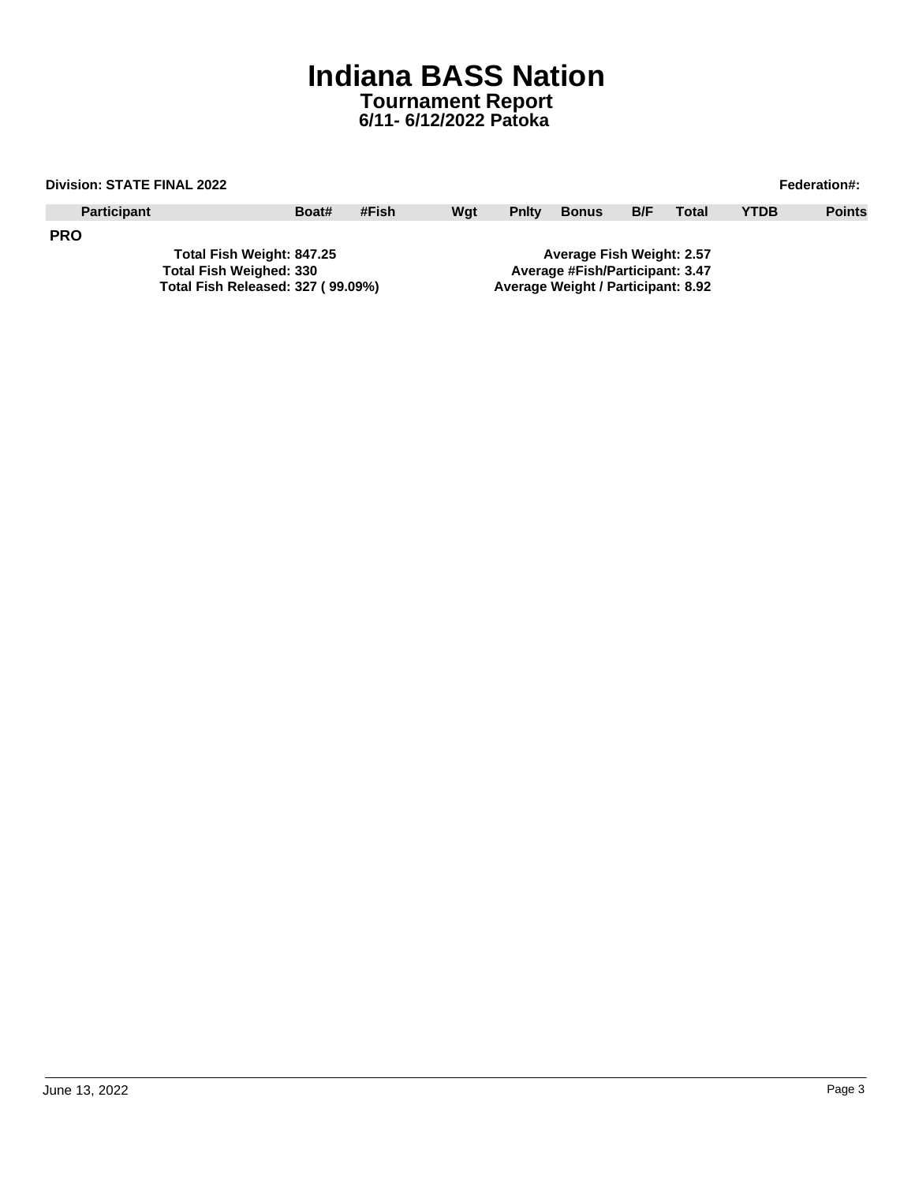# Indiana BASS Nation

## Tournament Report

### 6/11- 6/12/2022 Patoka

**Division: STATE FINAL 2022** **Federation#:**

| Participant | Boat# | #Fish | Wgt | Pnlty | Bonus | B/F | Total | YTDB | Points |
|---|---|---|---|---|---|---|---|---|---|

**PRO**

**Total Fish Weight: 847.25**
**Total Fish Weighed: 330**
**Total Fish Released: 327 ( 99.09%)**

**Average Fish Weight: 2.57**
**Average #Fish/Participant: 3.47**
**Average Weight / Participant: 8.92**

June 13, 2022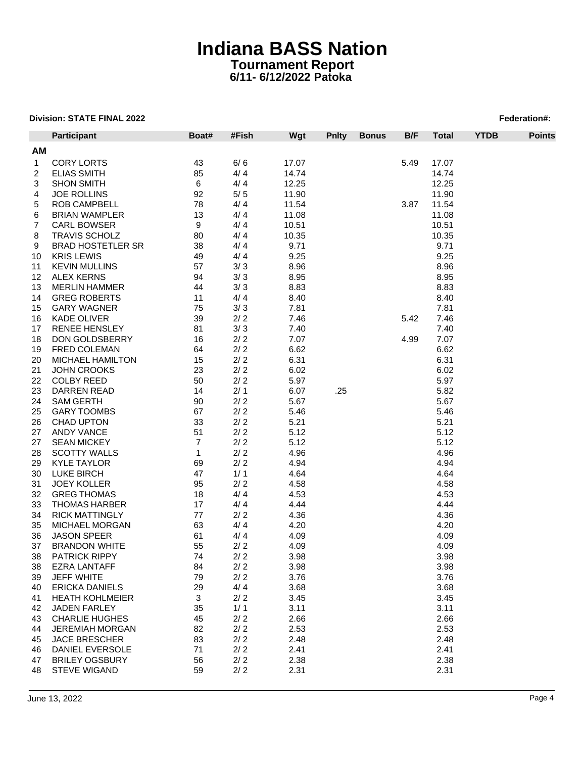# Indiana BASS Nation

**Tournament Report**
**6/11- 6/12/2022 Patoka**

**Division: STATE FINAL 2022** | **Federation#:**

| | Participant | Boat# | #Fish | Wgt | Pnlty | Bonus | B/F | Total | YTDB | Points |
|---|---|---|---|---|---|---|---|---|---|---|
| **AM** | | | | | | | | | | |
| 1 | CORY LORTS | 43 | 6/ 6 | 17.07 | | | 5.49 | 17.07 | | |
| 2 | ELIAS SMITH | 85 | 4/ 4 | 14.74 | | | | 14.74 | | |
| 3 | SHON SMITH | 6 | 4/ 4 | 12.25 | | | | 12.25 | | |
| 4 | JOE ROLLINS | 92 | 5/ 5 | 11.90 | | | | 11.90 | | |
| 5 | ROB CAMPBELL | 78 | 4/ 4 | 11.54 | | | 3.87 | 11.54 | | |
| 6 | BRIAN WAMPLER | 13 | 4/ 4 | 11.08 | | | | 11.08 | | |
| 7 | CARL BOWSER | 9 | 4/ 4 | 10.51 | | | | 10.51 | | |
| 8 | TRAVIS SCHOLZ | 80 | 4/ 4 | 10.35 | | | | 10.35 | | |
| 9 | BRAD HOSTETLER SR | 38 | 4/ 4 | 9.71 | | | | 9.71 | | |
| 10 | KRIS LEWIS | 49 | 4/ 4 | 9.25 | | | | 9.25 | | |
| 11 | KEVIN MULLINS | 57 | 3/ 3 | 8.96 | | | | 8.96 | | |
| 12 | ALEX KERNS | 94 | 3/ 3 | 8.95 | | | | 8.95 | | |
| 13 | MERLIN HAMMER | 44 | 3/ 3 | 8.83 | | | | 8.83 | | |
| 14 | GREG ROBERTS | 11 | 4/ 4 | 8.40 | | | | 8.40 | | |
| 15 | GARY WAGNER | 75 | 3/ 3 | 7.81 | | | | 7.81 | | |
| 16 | KADE OLIVER | 39 | 2/ 2 | 7.46 | | | 5.42 | 7.46 | | |
| 17 | RENEE HENSLEY | 81 | 3/ 3 | 7.40 | | | | 7.40 | | |
| 18 | DON GOLDSBERRY | 16 | 2/ 2 | 7.07 | | | 4.99 | 7.07 | | |
| 19 | FRED COLEMAN | 64 | 2/ 2 | 6.62 | | | | 6.62 | | |
| 20 | MICHAEL HAMILTON | 15 | 2/ 2 | 6.31 | | | | 6.31 | | |
| 21 | JOHN CROOKS | 23 | 2/ 2 | 6.02 | | | | 6.02 | | |
| 22 | COLBY REED | 50 | 2/ 2 | 5.97 | | | | 5.97 | | |
| 23 | DARREN READ | 14 | 2/ 1 | 6.07 | .25 | | | 5.82 | | |
| 24 | SAM GERTH | 90 | 2/ 2 | 5.67 | | | | 5.67 | | |
| 25 | GARY TOOMBS | 67 | 2/ 2 | 5.46 | | | | 5.46 | | |
| 26 | CHAD UPTON | 33 | 2/ 2 | 5.21 | | | | 5.21 | | |
| 27 | ANDY VANCE | 51 | 2/ 2 | 5.12 | | | | 5.12 | | |
| 27 | SEAN MICKEY | 7 | 2/ 2 | 5.12 | | | | 5.12 | | |
| 28 | SCOTTY WALLS | 1 | 2/ 2 | 4.96 | | | | 4.96 | | |
| 29 | KYLE TAYLOR | 69 | 2/ 2 | 4.94 | | | | 4.94 | | |
| 30 | LUKE BIRCH | 47 | 1/ 1 | 4.64 | | | | 4.64 | | |
| 31 | JOEY KOLLER | 95 | 2/ 2 | 4.58 | | | | 4.58 | | |
| 32 | GREG THOMAS | 18 | 4/ 4 | 4.53 | | | | 4.53 | | |
| 33 | THOMAS HARBER | 17 | 4/ 4 | 4.44 | | | | 4.44 | | |
| 34 | RICK MATTINGLY | 77 | 2/ 2 | 4.36 | | | | 4.36 | | |
| 35 | MICHAEL MORGAN | 63 | 4/ 4 | 4.20 | | | | 4.20 | | |
| 36 | JASON SPEER | 61 | 4/ 4 | 4.09 | | | | 4.09 | | |
| 37 | BRANDON WHITE | 55 | 2/ 2 | 4.09 | | | | 4.09 | | |
| 38 | PATRICK RIPPY | 74 | 2/ 2 | 3.98 | | | | 3.98 | | |
| 38 | EZRA LANTAFF | 84 | 2/ 2 | 3.98 | | | | 3.98 | | |
| 39 | JEFF WHITE | 79 | 2/ 2 | 3.76 | | | | 3.76 | | |
| 40 | ERICKA DANIELS | 29 | 4/ 4 | 3.68 | | | | 3.68 | | |
| 41 | HEATH KOHLMEIER | 3 | 2/ 2 | 3.45 | | | | 3.45 | | |
| 42 | JADEN FARLEY | 35 | 1/ 1 | 3.11 | | | | 3.11 | | |
| 43 | CHARLIE HUGHES | 45 | 2/ 2 | 2.66 | | | | 2.66 | | |
| 44 | JEREMIAH MORGAN | 82 | 2/ 2 | 2.53 | | | | 2.53 | | |
| 45 | JACE BRESCHER | 83 | 2/ 2 | 2.48 | | | | 2.48 | | |
| 46 | DANIEL EVERSOLE | 71 | 2/ 2 | 2.41 | | | | 2.41 | | |
| 47 | BRILEY OGSBURY | 56 | 2/ 2 | 2.38 | | | | 2.38 | | |
| 48 | STEVE WIGAND | 59 | 2/ 2 | 2.31 | | | | 2.31 | | |

June 13, 2022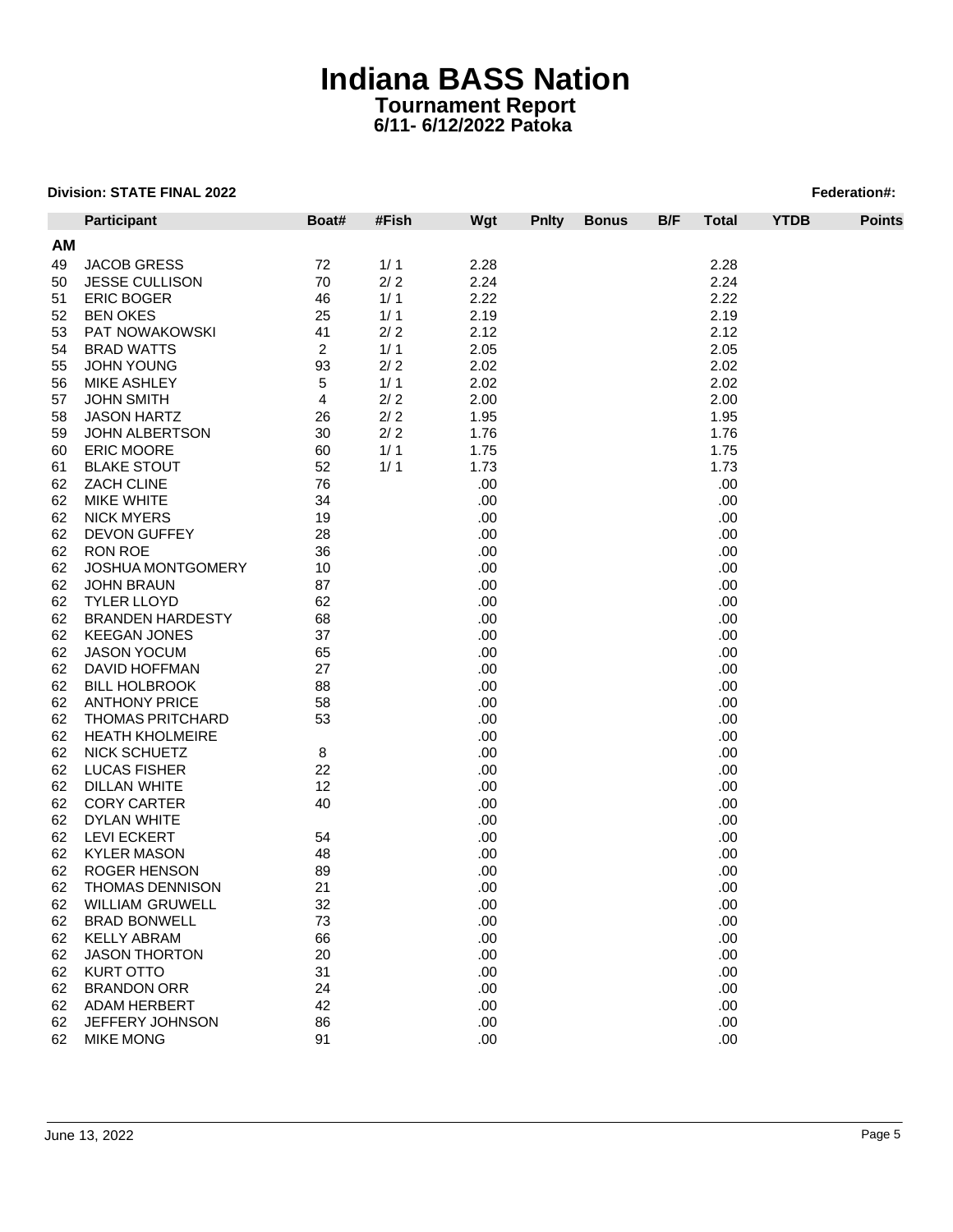# Indiana BASS Nation

## Tournament Report

### 6/11- 6/12/2022 Patoka

**Division: STATE FINAL 2022** **Federation#:**

| | Participant | Boat# | #Fish | Wgt | Pnlty | Bonus | B/F | Total | YTDB | Points |
|---|---|---|---|---|---|---|---|---|---|---|
| **AM** | | | | | | | | | | |
| 49 | JACOB GRESS | 72 | 1/ 1 | 2.28 | | | | 2.28 | | |
| 50 | JESSE CULLISON | 70 | 2/ 2 | 2.24 | | | | 2.24 | | |
| 51 | ERIC BOGER | 46 | 1/ 1 | 2.22 | | | | 2.22 | | |
| 52 | BEN OKES | 25 | 1/ 1 | 2.19 | | | | 2.19 | | |
| 53 | PAT NOWAKOWSKI | 41 | 2/ 2 | 2.12 | | | | 2.12 | | |
| 54 | BRAD WATTS | 2 | 1/ 1 | 2.05 | | | | 2.05 | | |
| 55 | JOHN YOUNG | 93 | 2/ 2 | 2.02 | | | | 2.02 | | |
| 56 | MIKE ASHLEY | 5 | 1/ 1 | 2.02 | | | | 2.02 | | |
| 57 | JOHN SMITH | 4 | 2/ 2 | 2.00 | | | | 2.00 | | |
| 58 | JASON HARTZ | 26 | 2/ 2 | 1.95 | | | | 1.95 | | |
| 59 | JOHN ALBERTSON | 30 | 2/ 2 | 1.76 | | | | 1.76 | | |
| 60 | ERIC MOORE | 60 | 1/ 1 | 1.75 | | | | 1.75 | | |
| 61 | BLAKE STOUT | 52 | 1/ 1 | 1.73 | | | | 1.73 | | |
| 62 | ZACH CLINE | 76 | | .00 | | | | .00 | | |
| 62 | MIKE WHITE | 34 | | .00 | | | | .00 | | |
| 62 | NICK MYERS | 19 | | .00 | | | | .00 | | |
| 62 | DEVON GUFFEY | 28 | | .00 | | | | .00 | | |
| 62 | RON ROE | 36 | | .00 | | | | .00 | | |
| 62 | JOSHUA MONTGOMERY | 10 | | .00 | | | | .00 | | |
| 62 | JOHN BRAUN | 87 | | .00 | | | | .00 | | |
| 62 | TYLER LLOYD | 62 | | .00 | | | | .00 | | |
| 62 | BRANDEN HARDESTY | 68 | | .00 | | | | .00 | | |
| 62 | KEEGAN JONES | 37 | | .00 | | | | .00 | | |
| 62 | JASON YOCUM | 65 | | .00 | | | | .00 | | |
| 62 | DAVID HOFFMAN | 27 | | .00 | | | | .00 | | |
| 62 | BILL HOLBROOK | 88 | | .00 | | | | .00 | | |
| 62 | ANTHONY PRICE | 58 | | .00 | | | | .00 | | |
| 62 | THOMAS PRITCHARD | 53 | | .00 | | | | .00 | | |
| 62 | HEATH KHOLMEIRE | | | .00 | | | | .00 | | |
| 62 | NICK SCHUETZ | 8 | | .00 | | | | .00 | | |
| 62 | LUCAS FISHER | 22 | | .00 | | | | .00 | | |
| 62 | DILLAN WHITE | 12 | | .00 | | | | .00 | | |
| 62 | CORY CARTER | 40 | | .00 | | | | .00 | | |
| 62 | DYLAN WHITE | | | .00 | | | | .00 | | |
| 62 | LEVI ECKERT | 54 | | .00 | | | | .00 | | |
| 62 | KYLER MASON | 48 | | .00 | | | | .00 | | |
| 62 | ROGER HENSON | 89 | | .00 | | | | .00 | | |
| 62 | THOMAS DENNISON | 21 | | .00 | | | | .00 | | |
| 62 | WILLIAM GRUWELL | 32 | | .00 | | | | .00 | | |
| 62 | BRAD BONWELL | 73 | | .00 | | | | .00 | | |
| 62 | KELLY ABRAM | 66 | | .00 | | | | .00 | | |
| 62 | JASON THORTON | 20 | | .00 | | | | .00 | | |
| 62 | KURT OTTO | 31 | | .00 | | | | .00 | | |
| 62 | BRANDON ORR | 24 | | .00 | | | | .00 | | |
| 62 | ADAM HERBERT | 42 | | .00 | | | | .00 | | |
| 62 | JEFFERY JOHNSON | 86 | | .00 | | | | .00 | | |
| 62 | MIKE MONG | 91 | | .00 | | | | .00 | | |

June 13, 2022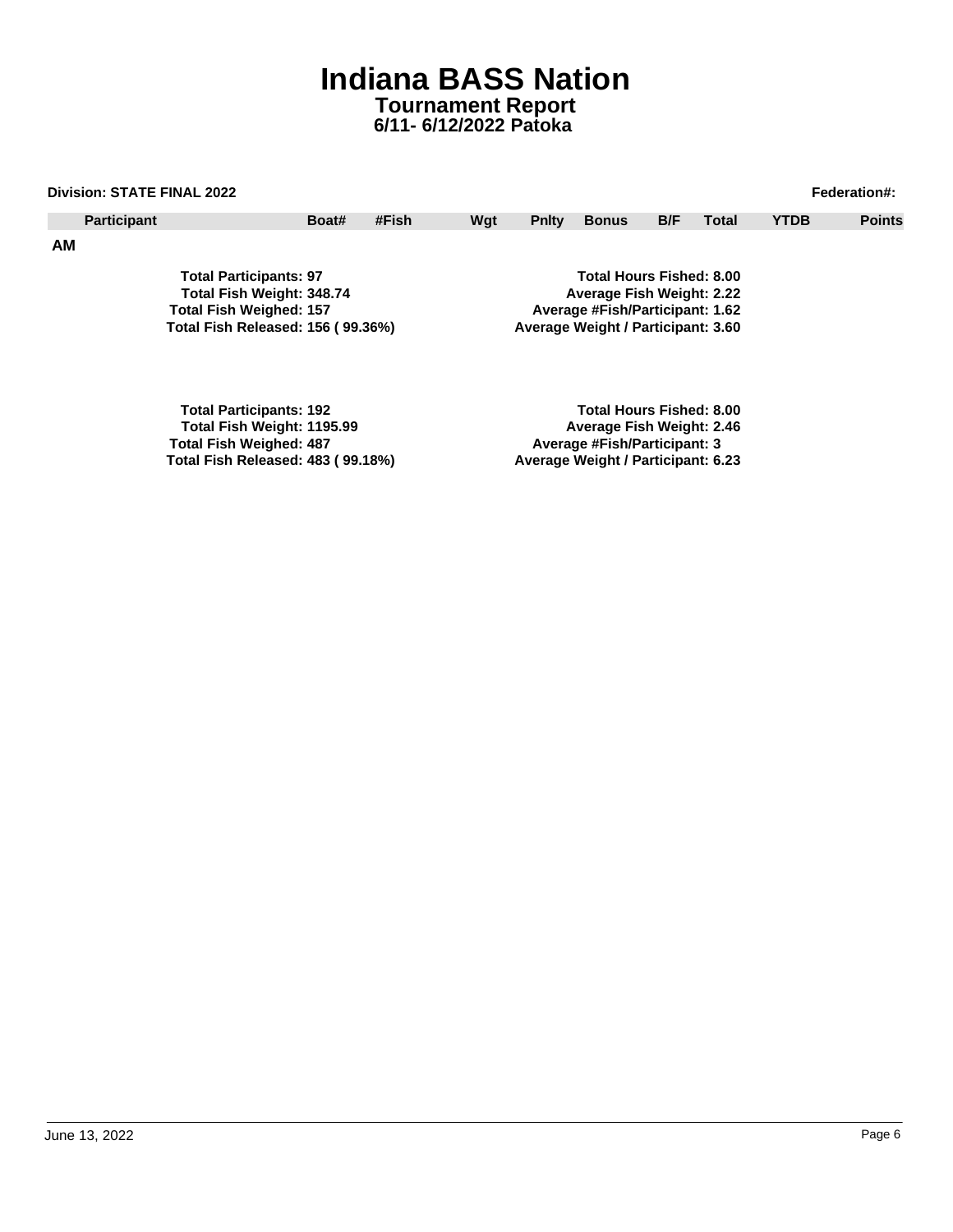# Indiana BASS Nation

## Tournament Report

### 6/11- 6/12/2022 Patoka

**Division: STATE FINAL 2022** **Federation#:**

| Participant | Boat# | #Fish | Wgt | Pnlty | Bonus | B/F | Total | YTDB | Points |
|---|---|---|---|---|---|---|---|---|---|

**AM**

**Total Participants: 97**
**Total Fish Weight: 348.74**
**Total Fish Weighed: 157**
**Total Fish Released: 156 ( 99.36%)**

**Total Hours Fished: 8.00**
**Average Fish Weight: 2.22**
**Average #Fish/Participant: 1.62**
**Average Weight / Participant: 3.60**

**Total Participants: 192**
**Total Fish Weight: 1195.99**
**Total Fish Weighed: 487**
**Total Fish Released: 483 ( 99.18%)**

**Total Hours Fished: 8.00**
**Average Fish Weight: 2.46**
**Average #Fish/Participant: 3**
**Average Weight / Participant: 6.23**

June 13, 2022